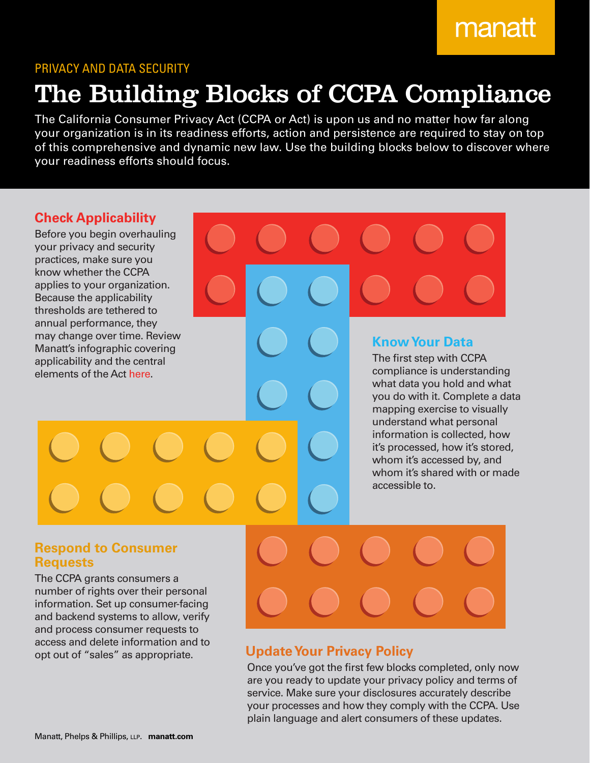manatt

PRIVACY AND DATA SECURITY

# The Building Blocks of CCPA Compliance

The California Consumer Privacy Act (CCPA or Act) is upon us and no matter how far along your organization is in its readiness efforts, action and persistence are required to stay on top of this comprehensive and dynamic new law. Use the building blocks below to discover where your readiness efforts should focus.

## Check Applicability

Before you begin overhauling your privacy and security practices, make sure you know whether the CCPA applies to your organization. Because the applicability thresholds are tethered to annual performance, they may change over time. Review Manatt's infographic covering applicability and the central elements of the Act here.

## Know Your Data

The first step with CCPA compliance is understanding what data you hold and what you do with it. Complete a data mapping exercise to visually understand what personal information is collected, how it's processed, how it's stored, whom it's accessed by, and whom it's shared with or made accessible to.

## Respond to Consumer Requests

The CCPA grants consumers a number of rights over their personal information. Set up consumer-facing and backend systems to allow, verify and process consumer requests to access and delete information and to opt out of "sales" as appropriate.

## Update Your Privacy Policy

Once you've got the first few blocks completed, only now are you ready to update your privacy policy and terms of service. Make sure your disclosures accurately describe your processes and how they comply with the CCPA. Use plain language and alert consumers of these updates.

Manatt, Phelps & Phillips, LLP. **manatt.com**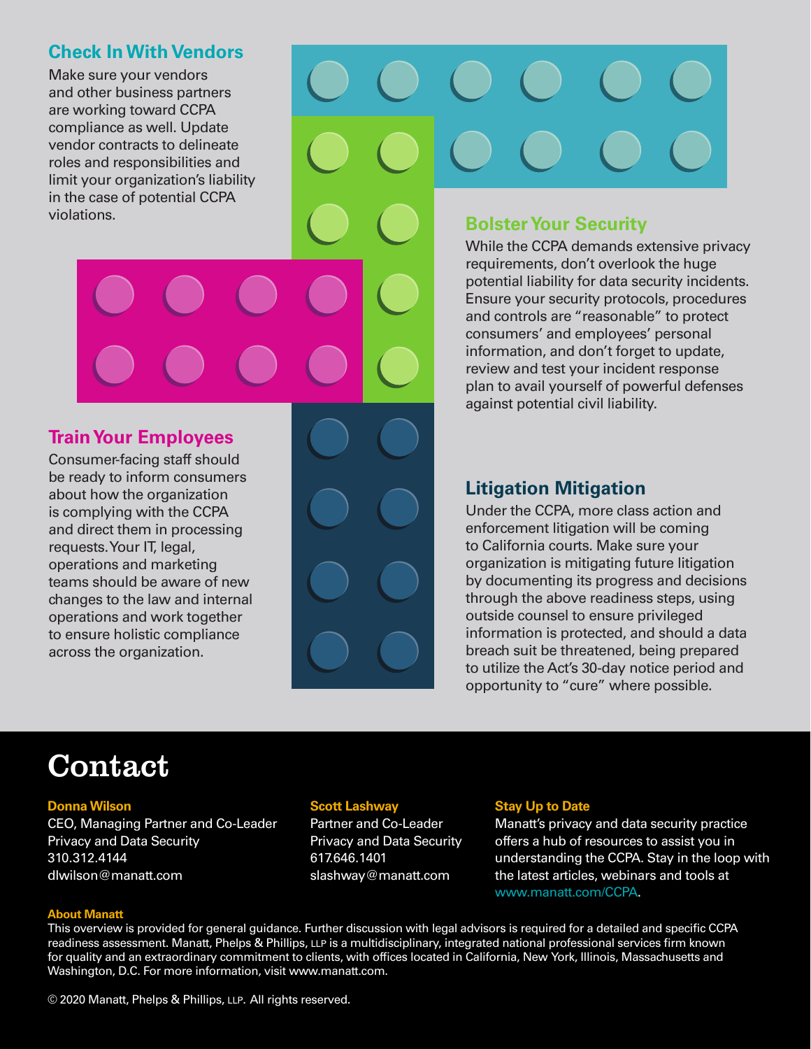## Check In With Vendors

Make sure your vendors and other business partners are working toward CCPA compliance as well. Update vendor contracts to delineate roles and responsibilities and limit your organization's liability in the case of potential CCPA violations.

## Bolster Your Security

While the CCPA demands extensive privacy requirements, don't overlook the huge potential liability for data security incidents. Ensure your security protocols, procedures and controls are "reasonable" to protect consumers' and employees' personal information, and don't forget to update, review and test your incident response plan to avail yourself of powerful defenses against potential civil liability.

## Train Your Employees

Consumer-facing staff should be ready to inform consumers about how the organization is complying with the CCPA and direct them in processing requests. Your IT, legal, operations and marketing teams should be aware of new changes to the law and internal operations and work together to ensure holistic compliance across the organization.

## Litigation Mitigation

Under the CCPA, more class action and enforcement litigation will be coming to California courts. Make sure your organization is mitigating future litigation by documenting its progress and decisions through the above readiness steps, using outside counsel to ensure privileged information is protected, and should a data breach suit be threatened, being prepared to utilize the Act's 30-day notice period and opportunity to "cure" where possible.

# Contact

**Donna Wilson**
CEO, Managing Partner and Co-Leader
Privacy and Data Security
310.312.4144
dlwilson@manatt.com

**Scott Lashway**
Partner and Co-Leader
Privacy and Data Security
617.646.1401
slashway@manatt.com

**Stay Up to Date**
Manatt's privacy and data security practice offers a hub of resources to assist you in understanding the CCPA. Stay in the loop with the latest articles, webinars and tools at www.manatt.com/CCPA.

**About Manatt**
This overview is provided for general guidance. Further discussion with legal advisors is required for a detailed and specific CCPA readiness assessment. Manatt, Phelps & Phillips, LLP is a multidisciplinary, integrated national professional services firm known for quality and an extraordinary commitment to clients, with offices located in California, New York, Illinois, Massachusetts and Washington, D.C. For more information, visit www.manatt.com.

© 2020 Manatt, Phelps & Phillips, LLP. All rights reserved.